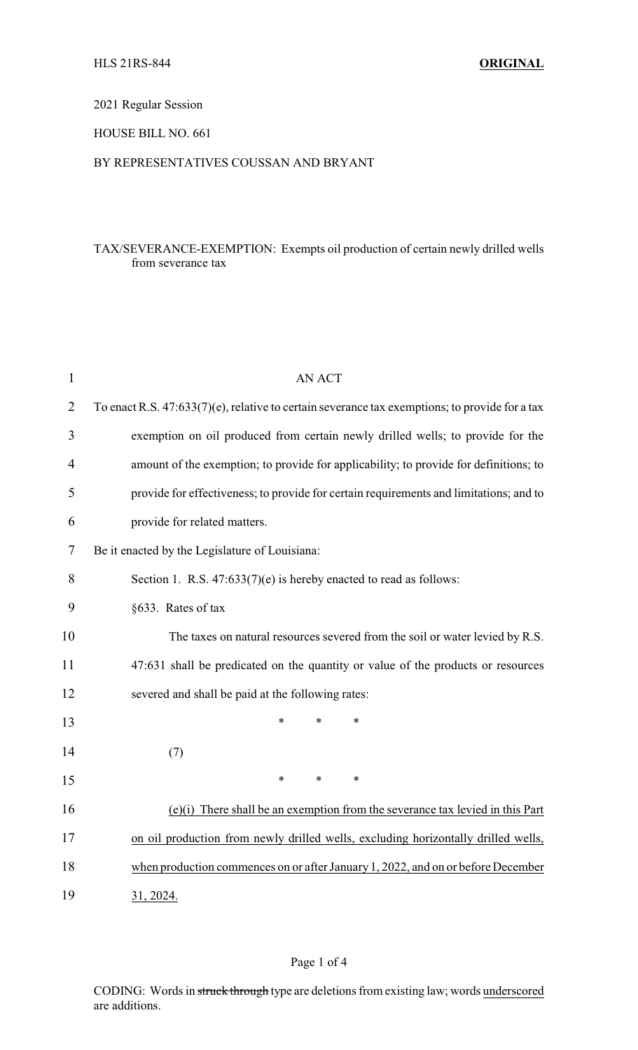HLS 21RS-844 **ORIGINAL**

2021 Regular Session

HOUSE BILL NO. 661

BY REPRESENTATIVES COUSSAN AND BRYANT

TAX/SEVERANCE-EXEMPTION: Exempts oil production of certain newly drilled wells from severance tax

AN ACT

To enact R.S. 47:633(7)(e), relative to certain severance tax exemptions; to provide for a tax exemption on oil produced from certain newly drilled wells; to provide for the amount of the exemption; to provide for applicability; to provide for definitions; to provide for effectiveness; to provide for certain requirements and limitations; and to provide for related matters.

Be it enacted by the Legislature of Louisiana:

Section 1. R.S. 47:633(7)(e) is hereby enacted to read as follows:

§633. Rates of tax

The taxes on natural resources severed from the soil or water levied by R.S. 47:631 shall be predicated on the quantity or value of the products or resources severed and shall be paid at the following rates:

\* \* \*

(7)

\* \* \*

<u>(e)(i) There shall be an exemption from the severance tax levied in this Part on oil production from newly drilled wells, excluding horizontally drilled wells, when production commences on or after January 1, 2022, and on or before December 31, 2024.</u>

CODING: Words in ~~struck through~~ type are deletions from existing law; words <u>underscored</u> are additions.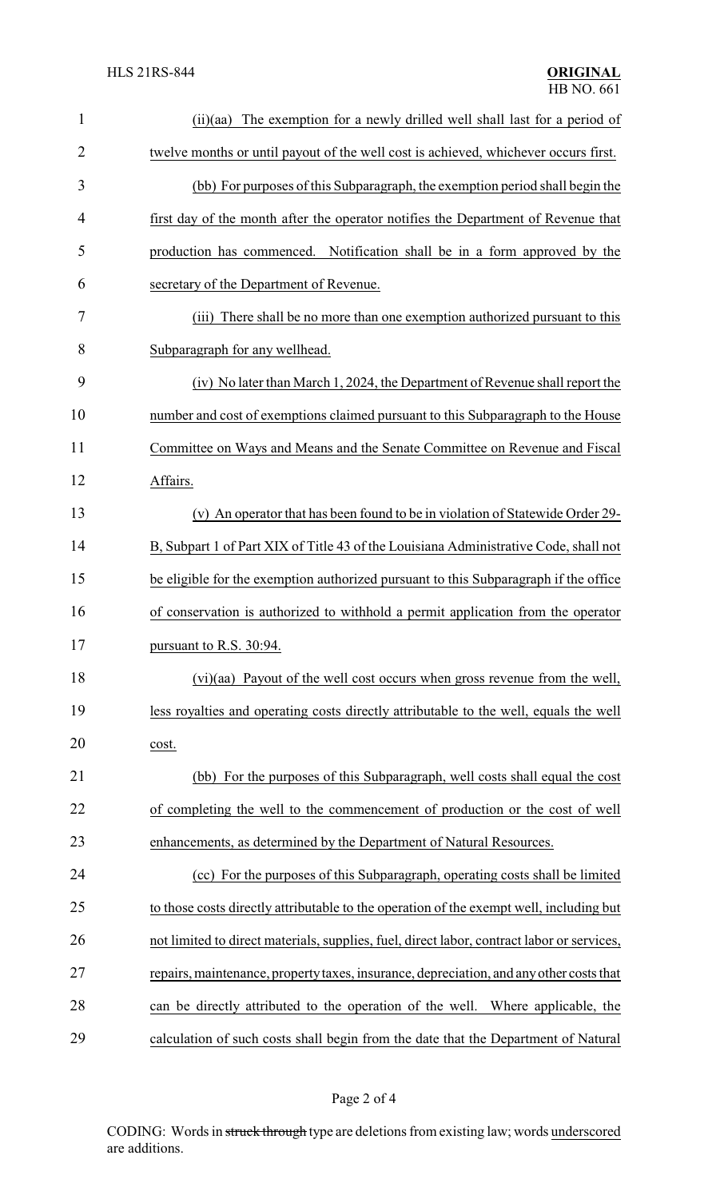(ii)(aa) The exemption for a newly drilled well shall last for a period of twelve months or until payout of the well cost is achieved, whichever occurs first.

(bb) For purposes of this Subparagraph, the exemption period shall begin the first day of the month after the operator notifies the Department of Revenue that production has commenced. Notification shall be in a form approved by the secretary of the Department of Revenue.

(iii) There shall be no more than one exemption authorized pursuant to this Subparagraph for any wellhead.

(iv) No later than March 1, 2024, the Department of Revenue shall report the number and cost of exemptions claimed pursuant to this Subparagraph to the House Committee on Ways and Means and the Senate Committee on Revenue and Fiscal Affairs.

(v) An operator that has been found to be in violation of Statewide Order 29-B, Subpart 1 of Part XIX of Title 43 of the Louisiana Administrative Code, shall not be eligible for the exemption authorized pursuant to this Subparagraph if the office of conservation is authorized to withhold a permit application from the operator pursuant to R.S. 30:94.

(vi)(aa) Payout of the well cost occurs when gross revenue from the well, less royalties and operating costs directly attributable to the well, equals the well cost.

(bb) For the purposes of this Subparagraph, well costs shall equal the cost of completing the well to the commencement of production or the cost of well enhancements, as determined by the Department of Natural Resources.

(cc) For the purposes of this Subparagraph, operating costs shall be limited to those costs directly attributable to the operation of the exempt well, including but not limited to direct materials, supplies, fuel, direct labor, contract labor or services, repairs, maintenance, property taxes, insurance, depreciation, and any other costs that can be directly attributed to the operation of the well. Where applicable, the calculation of such costs shall begin from the date that the Department of Natural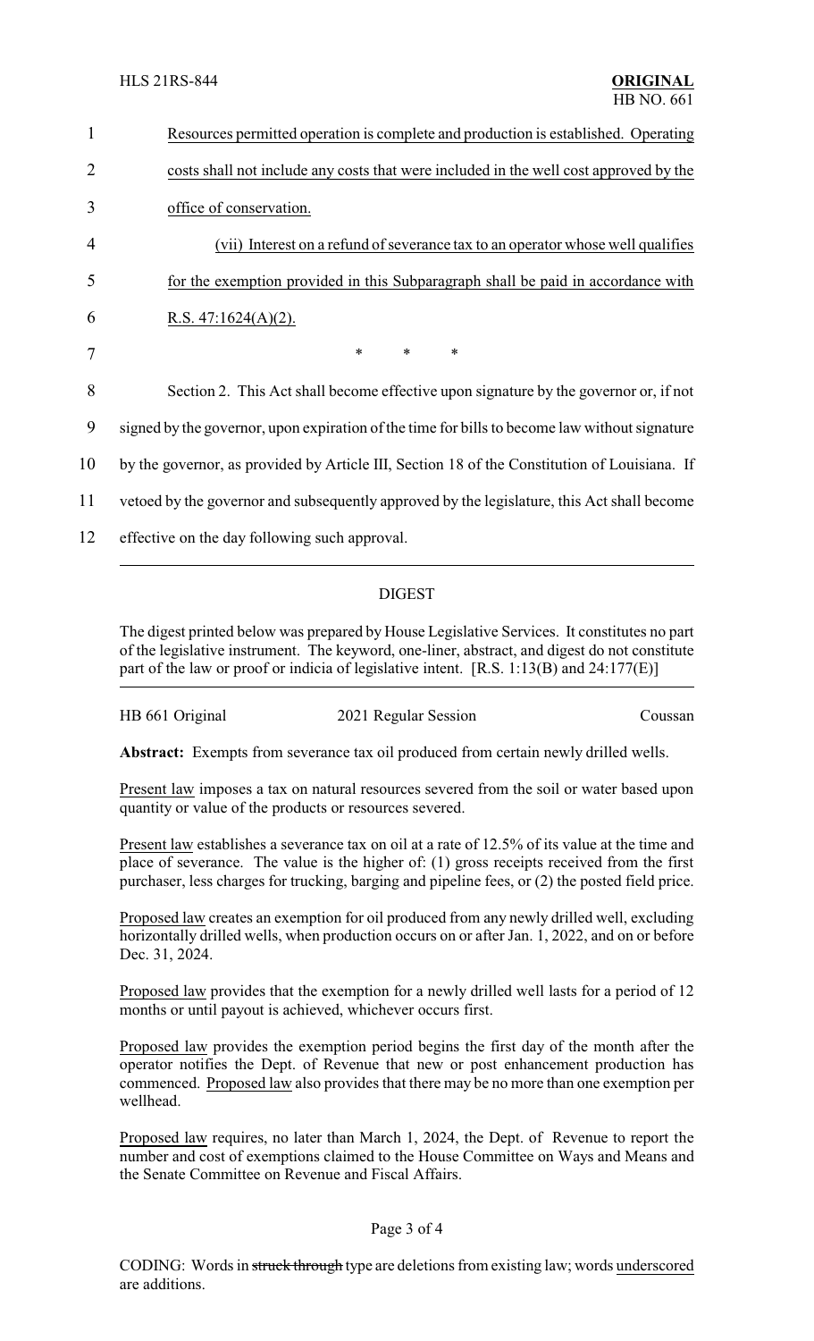Resources permitted operation is complete and production is established. Operating costs shall not include any costs that were included in the well cost approved by the office of conservation.

(vii) Interest on a refund of severance tax to an operator whose well qualifies for the exemption provided in this Subparagraph shall be paid in accordance with R.S. 47:1624(A)(2).

\* \* \*

Section 2. This Act shall become effective upon signature by the governor or, if not signed by the governor, upon expiration of the time for bills to become law without signature by the governor, as provided by Article III, Section 18 of the Constitution of Louisiana. If vetoed by the governor and subsequently approved by the legislature, this Act shall become effective on the day following such approval.

## DIGEST

The digest printed below was prepared by House Legislative Services. It constitutes no part of the legislative instrument. The keyword, one-liner, abstract, and digest do not constitute part of the law or proof or indicia of legislative intent. [R.S. 1:13(B) and 24:177(E)]

HB 661 Original — 2021 Regular Session — Coussan

**Abstract:** Exempts from severance tax oil produced from certain newly drilled wells.

Present law imposes a tax on natural resources severed from the soil or water based upon quantity or value of the products or resources severed.

Present law establishes a severance tax on oil at a rate of 12.5% of its value at the time and place of severance. The value is the higher of: (1) gross receipts received from the first purchaser, less charges for trucking, barging and pipeline fees, or (2) the posted field price.

Proposed law creates an exemption for oil produced from any newly drilled well, excluding horizontally drilled wells, when production occurs on or after Jan. 1, 2022, and on or before Dec. 31, 2024.

Proposed law provides that the exemption for a newly drilled well lasts for a period of 12 months or until payout is achieved, whichever occurs first.

Proposed law provides the exemption period begins the first day of the month after the operator notifies the Dept. of Revenue that new or post enhancement production has commenced. Proposed law also provides that there may be no more than one exemption per wellhead.

Proposed law requires, no later than March 1, 2024, the Dept. of Revenue to report the number and cost of exemptions claimed to the House Committee on Ways and Means and the Senate Committee on Revenue and Fiscal Affairs.

CODING: Words in ~~struck through~~ type are deletions from existing law; words underscored are additions.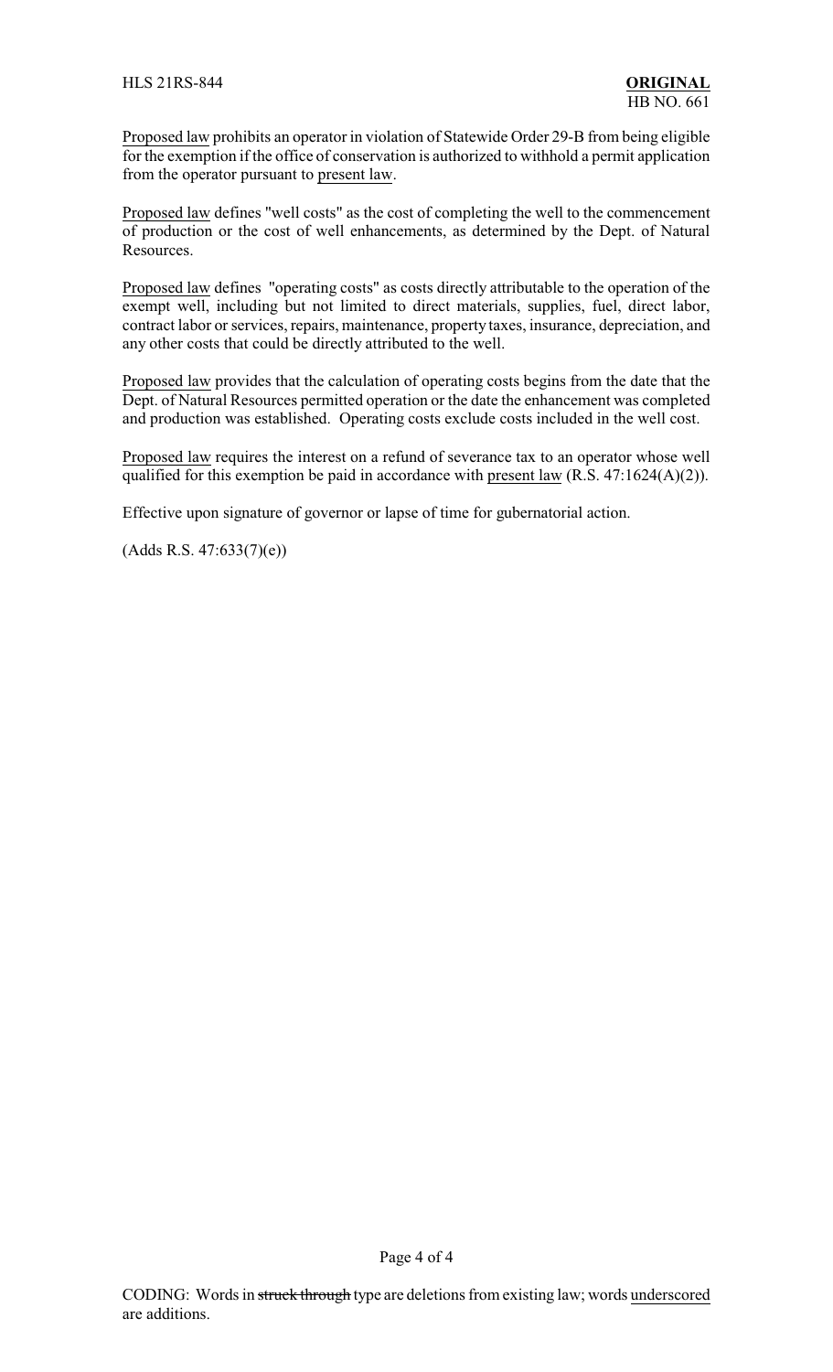Proposed law prohibits an operator in violation of Statewide Order 29-B from being eligible for the exemption if the office of conservation is authorized to withhold a permit application from the operator pursuant to present law.

Proposed law defines "well costs" as the cost of completing the well to the commencement of production or the cost of well enhancements, as determined by the Dept. of Natural Resources.

Proposed law defines "operating costs" as costs directly attributable to the operation of the exempt well, including but not limited to direct materials, supplies, fuel, direct labor, contract labor or services, repairs, maintenance, property taxes, insurance, depreciation, and any other costs that could be directly attributed to the well.

Proposed law provides that the calculation of operating costs begins from the date that the Dept. of Natural Resources permitted operation or the date the enhancement was completed and production was established. Operating costs exclude costs included in the well cost.

Proposed law requires the interest on a refund of severance tax to an operator whose well qualified for this exemption be paid in accordance with present law (R.S. 47:1624(A)(2)).

Effective upon signature of governor or lapse of time for gubernatorial action.

(Adds R.S. 47:633(7)(e))